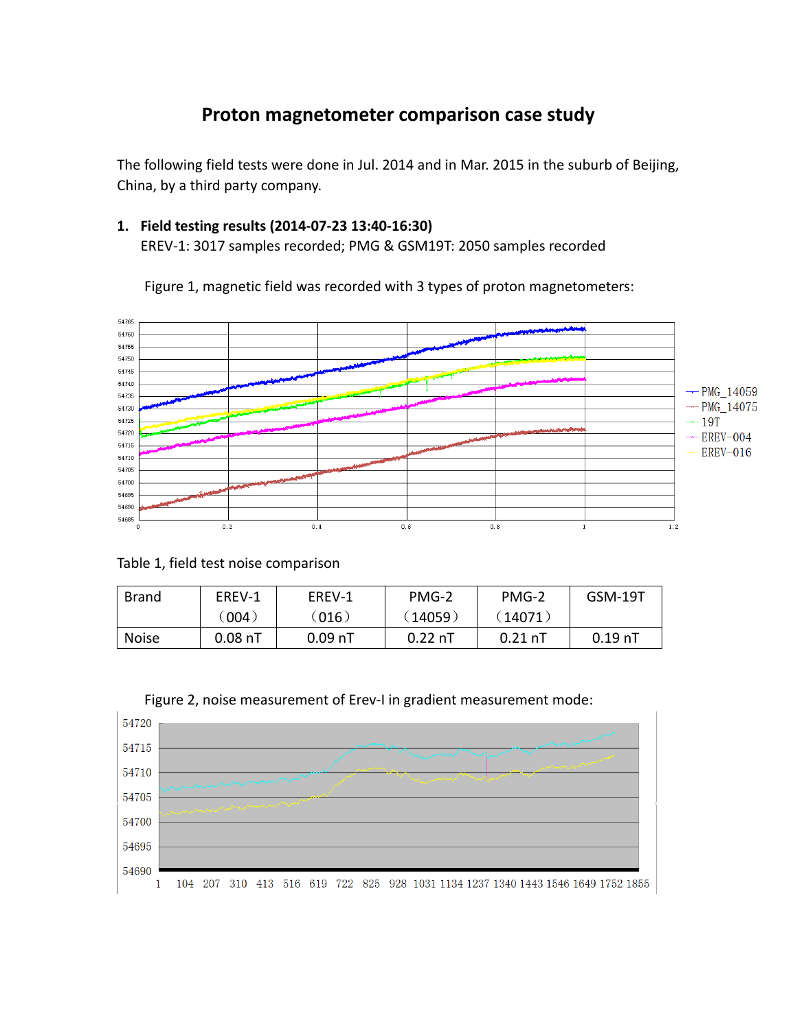# Proton magnetometer comparison case study

The following field tests were done in Jul. 2014 and in Mar. 2015 in the suburb of Beijing, China, by a third party company.

1. **Field testing results (2014-07-23 13:40-16:30)**
   EREV-1: 3017 samples recorded; PMG & GSM19T: 2050 samples recorded

Figure 1, magnetic field was recorded with 3 types of proton magnetometers:

54765
54760
54755
54750
54745
54740
54735
54730
54725
54720
54715
54710
54705
54700
54695
54690
54685

0
0.2
0.4
0.6
0.8
1
1.2

PMG_14059
PMG_14075
19T
EREV-004
EREV-016

Table 1, field test noise comparison

| Brand | EREV-1 （004） | EREV-1 （016） | PMG-2 （14059） | PMG-2 （14071） | GSM-19T |
|---|---|---|---|---|---|
| Noise | 0.08 nT | 0.09 nT | 0.22 nT | 0.21 nT | 0.19 nT |

Figure 2, noise measurement of Erev-I in gradient measurement mode:

54720
54715
54710
54705
54700
54695
54690

1 104 207 310 413 516 619 722 825 928 1031 1134 1237 1340 1443 1546 1649 1752 1855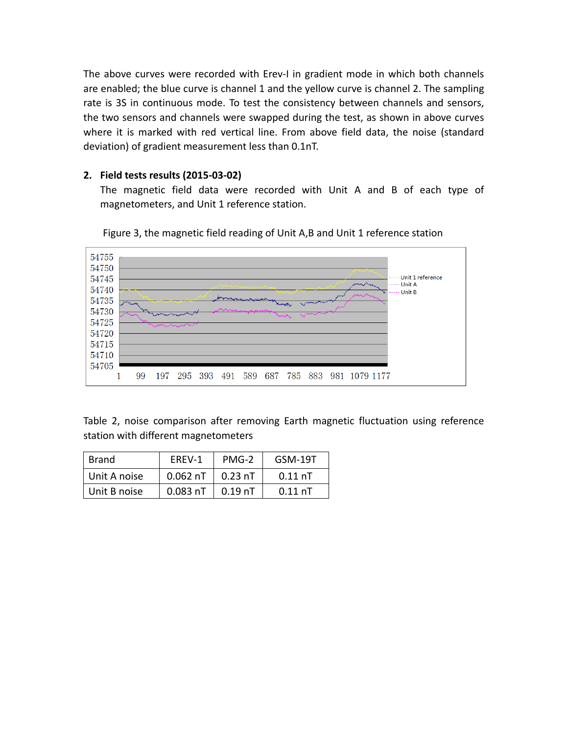The above curves were recorded with Erev-I in gradient mode in which both channels are enabled; the blue curve is channel 1 and the yellow curve is channel 2. The sampling rate is 3S in continuous mode. To test the consistency between channels and sensors, the two sensors and channels were swapped during the test, as shown in above curves where it is marked with red vertical line. From above field data, the noise (standard deviation) of gradient measurement less than 0.1nT.

## 2. Field tests results (2015-03-02)

The magnetic field data were recorded with Unit A and B of each type of magnetometers, and Unit 1 reference station.

Figure 3, the magnetic field reading of Unit A,B and Unit 1 reference station

54755
54750
54745
54740
54735
54730
54725
54720
54715
54710
54705

1 99 197 295 393 491 589 687 785 883 981 1079 1177

Unit 1 reference
Unit A
Unit B

Table 2, noise comparison after removing Earth magnetic fluctuation using reference station with different magnetometers

| Brand | EREV-1 | PMG-2 | GSM-19T |
|---|---|---|---|
| Unit A noise | 0.062 nT | 0.23 nT | 0.11 nT |
| Unit B noise | 0.083 nT | 0.19 nT | 0.11 nT |